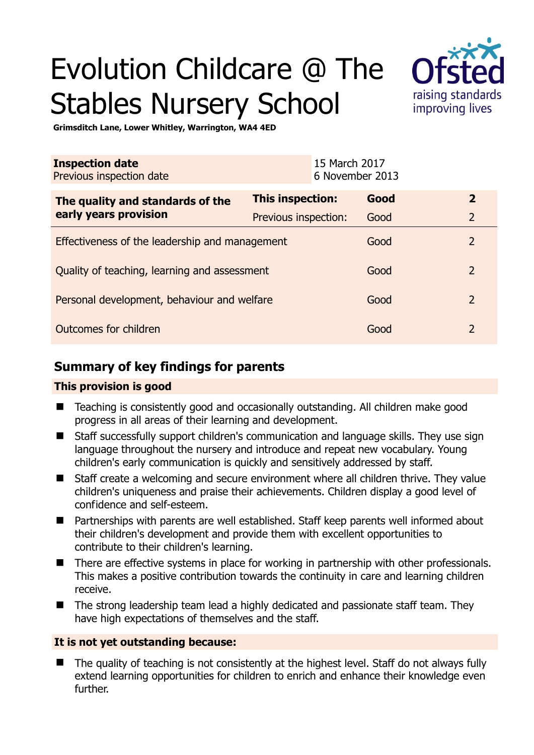# Evolution Childcare @ The Stables Nursery School

**Grimsditch Lane, Lower Whitley, Warrington, WA4 4ED**

| **Inspection date** | 15 March 2017 |
| --- | --- |
| Previous inspection date | 6 November 2013 |

| **The quality and standards of the early years provision** | **This inspection:** | **Good** | **2** |
| --- | --- | --- | --- |
| | Previous inspection: | Good | 2 |
| Effectiveness of the leadership and management | | Good | 2 |
| Quality of teaching, learning and assessment | | Good | 2 |
| Personal development, behaviour and welfare | | Good | 2 |
| Outcomes for children | | Good | 2 |

## Summary of key findings for parents

### This provision is good

- Teaching is consistently good and occasionally outstanding. All children make good progress in all areas of their learning and development.
- Staff successfully support children's communication and language skills. They use sign language throughout the nursery and introduce and repeat new vocabulary. Young children's early communication is quickly and sensitively addressed by staff.
- Staff create a welcoming and secure environment where all children thrive. They value children's uniqueness and praise their achievements. Children display a good level of confidence and self-esteem.
- Partnerships with parents are well established. Staff keep parents well informed about their children's development and provide them with excellent opportunities to contribute to their children's learning.
- There are effective systems in place for working in partnership with other professionals. This makes a positive contribution towards the continuity in care and learning children receive.
- The strong leadership team lead a highly dedicated and passionate staff team. They have high expectations of themselves and the staff.

### It is not yet outstanding because:

- The quality of teaching is not consistently at the highest level. Staff do not always fully extend learning opportunities for children to enrich and enhance their knowledge even further.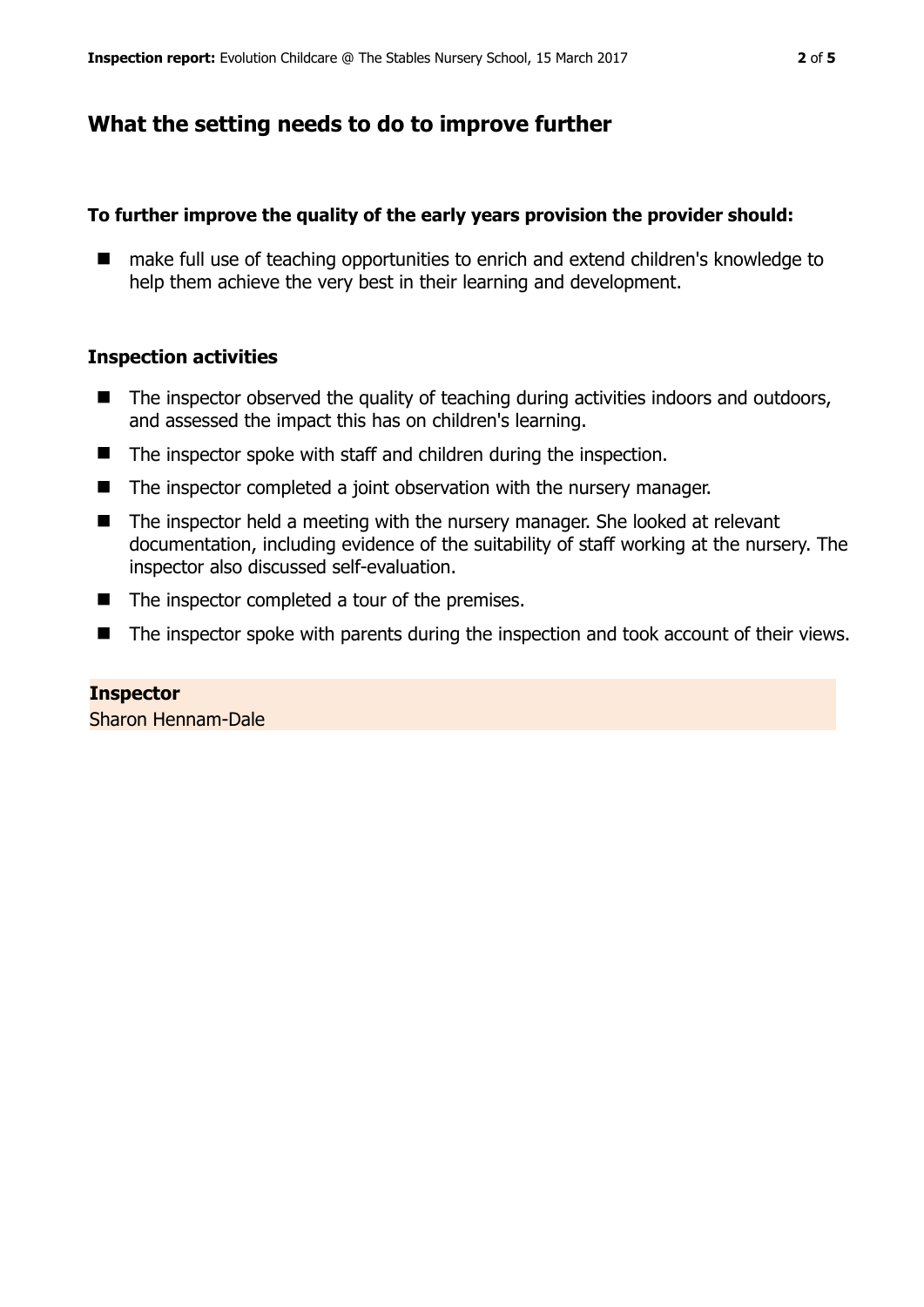## What the setting needs to do to improve further

**To further improve the quality of the early years provision the provider should:**

- make full use of teaching opportunities to enrich and extend children's knowledge to help them achieve the very best in their learning and development.

### Inspection activities

- The inspector observed the quality of teaching during activities indoors and outdoors, and assessed the impact this has on children's learning.
- The inspector spoke with staff and children during the inspection.
- The inspector completed a joint observation with the nursery manager.
- The inspector held a meeting with the nursery manager. She looked at relevant documentation, including evidence of the suitability of staff working at the nursery. The inspector also discussed self-evaluation.
- The inspector completed a tour of the premises.
- The inspector spoke with parents during the inspection and took account of their views.

**Inspector**
Sharon Hennam-Dale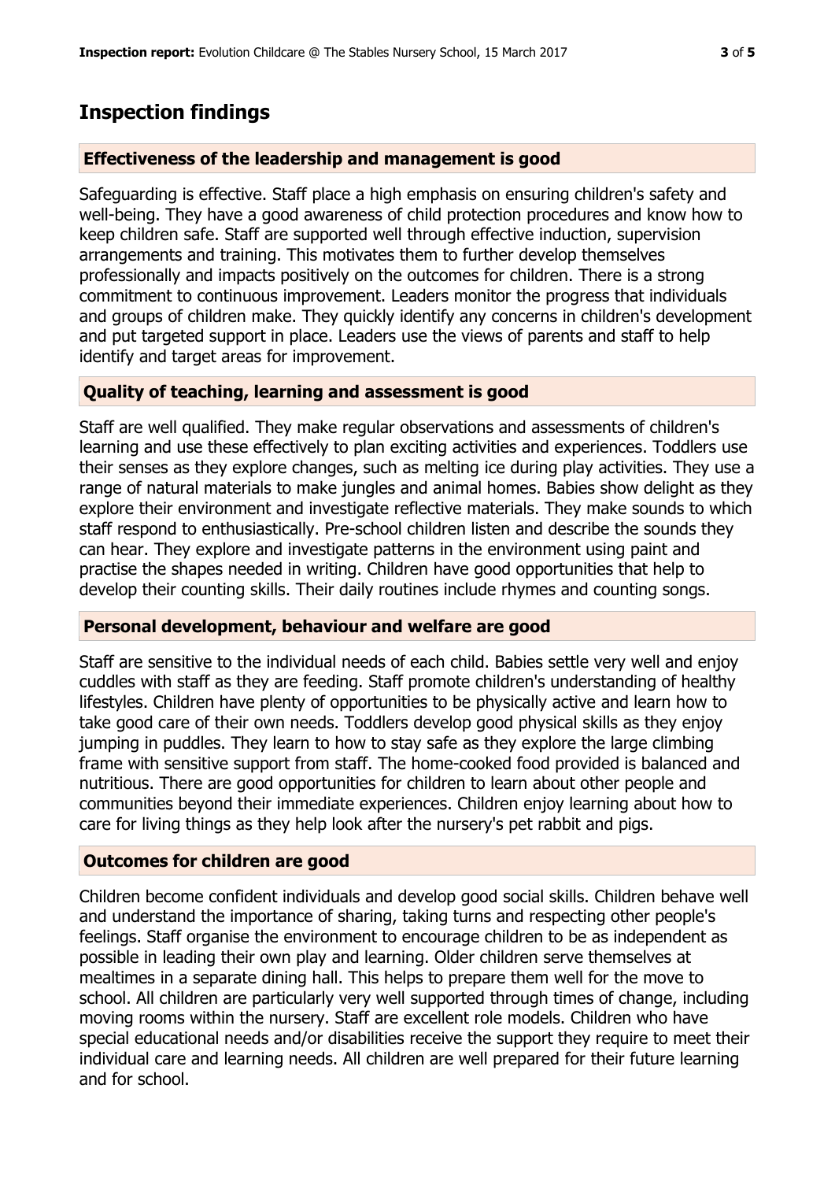## Inspection findings

### Effectiveness of the leadership and management is good

Safeguarding is effective. Staff place a high emphasis on ensuring children's safety and well-being. They have a good awareness of child protection procedures and know how to keep children safe. Staff are supported well through effective induction, supervision arrangements and training. This motivates them to further develop themselves professionally and impacts positively on the outcomes for children. There is a strong commitment to continuous improvement. Leaders monitor the progress that individuals and groups of children make. They quickly identify any concerns in children's development and put targeted support in place. Leaders use the views of parents and staff to help identify and target areas for improvement.

### Quality of teaching, learning and assessment is good

Staff are well qualified. They make regular observations and assessments of children's learning and use these effectively to plan exciting activities and experiences. Toddlers use their senses as they explore changes, such as melting ice during play activities. They use a range of natural materials to make jungles and animal homes. Babies show delight as they explore their environment and investigate reflective materials. They make sounds to which staff respond to enthusiastically. Pre-school children listen and describe the sounds they can hear. They explore and investigate patterns in the environment using paint and practise the shapes needed in writing. Children have good opportunities that help to develop their counting skills. Their daily routines include rhymes and counting songs.

### Personal development, behaviour and welfare are good

Staff are sensitive to the individual needs of each child. Babies settle very well and enjoy cuddles with staff as they are feeding. Staff promote children's understanding of healthy lifestyles. Children have plenty of opportunities to be physically active and learn how to take good care of their own needs. Toddlers develop good physical skills as they enjoy jumping in puddles. They learn to how to stay safe as they explore the large climbing frame with sensitive support from staff. The home-cooked food provided is balanced and nutritious. There are good opportunities for children to learn about other people and communities beyond their immediate experiences. Children enjoy learning about how to care for living things as they help look after the nursery's pet rabbit and pigs.

### Outcomes for children are good

Children become confident individuals and develop good social skills. Children behave well and understand the importance of sharing, taking turns and respecting other people's feelings. Staff organise the environment to encourage children to be as independent as possible in leading their own play and learning. Older children serve themselves at mealtimes in a separate dining hall. This helps to prepare them well for the move to school. All children are particularly very well supported through times of change, including moving rooms within the nursery. Staff are excellent role models. Children who have special educational needs and/or disabilities receive the support they require to meet their individual care and learning needs. All children are well prepared for their future learning and for school.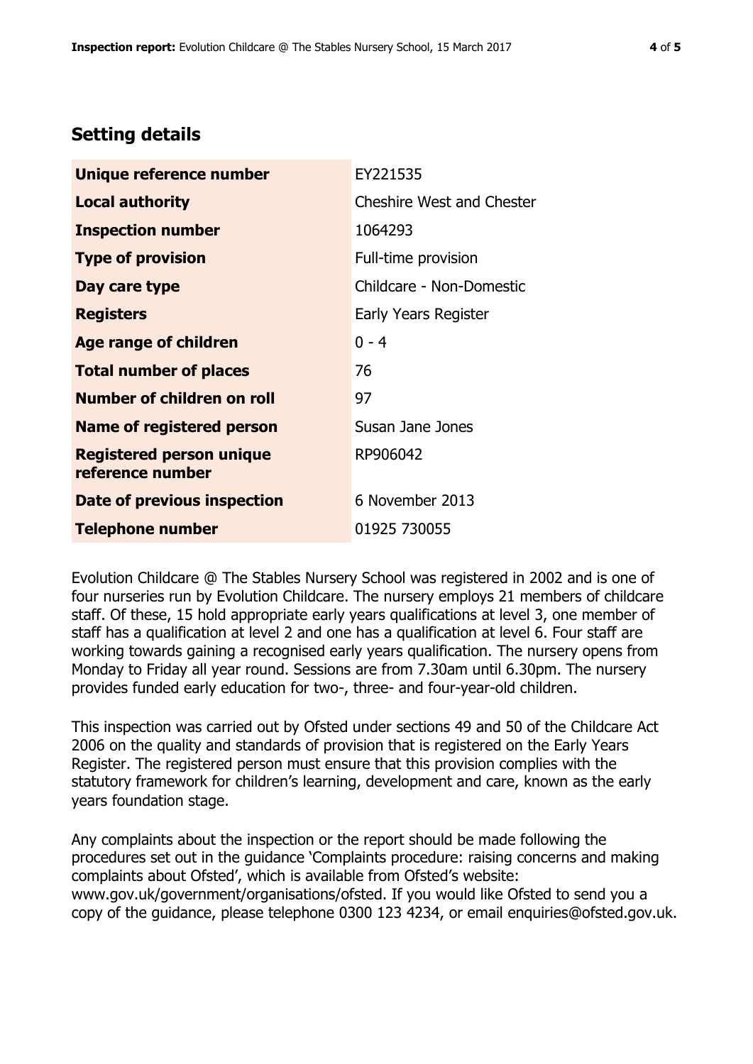## Setting details

| | |
|---|---|
| **Unique reference number** | EY221535 |
| **Local authority** | Cheshire West and Chester |
| **Inspection number** | 1064293 |
| **Type of provision** | Full-time provision |
| **Day care type** | Childcare - Non-Domestic |
| **Registers** | Early Years Register |
| **Age range of children** | 0 - 4 |
| **Total number of places** | 76 |
| **Number of children on roll** | 97 |
| **Name of registered person** | Susan Jane Jones |
| **Registered person unique reference number** | RP906042 |
| **Date of previous inspection** | 6 November 2013 |
| **Telephone number** | 01925 730055 |

Evolution Childcare @ The Stables Nursery School was registered in 2002 and is one of four nurseries run by Evolution Childcare. The nursery employs 21 members of childcare staff. Of these, 15 hold appropriate early years qualifications at level 3, one member of staff has a qualification at level 2 and one has a qualification at level 6. Four staff are working towards gaining a recognised early years qualification. The nursery opens from Monday to Friday all year round. Sessions are from 7.30am until 6.30pm. The nursery provides funded early education for two-, three- and four-year-old children.

This inspection was carried out by Ofsted under sections 49 and 50 of the Childcare Act 2006 on the quality and standards of provision that is registered on the Early Years Register. The registered person must ensure that this provision complies with the statutory framework for children's learning, development and care, known as the early years foundation stage.

Any complaints about the inspection or the report should be made following the procedures set out in the guidance 'Complaints procedure: raising concerns and making complaints about Ofsted', which is available from Ofsted's website: www.gov.uk/government/organisations/ofsted. If you would like Ofsted to send you a copy of the guidance, please telephone 0300 123 4234, or email enquiries@ofsted.gov.uk.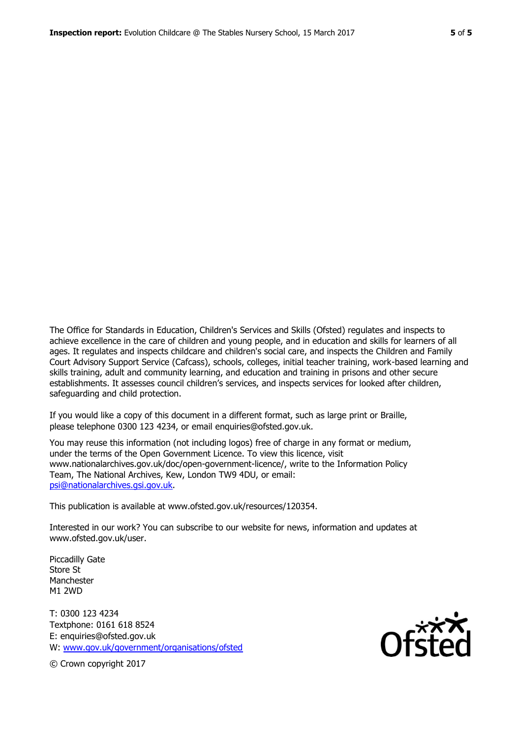The Office for Standards in Education, Children's Services and Skills (Ofsted) regulates and inspects to achieve excellence in the care of children and young people, and in education and skills for learners of all ages. It regulates and inspects childcare and children's social care, and inspects the Children and Family Court Advisory Support Service (Cafcass), schools, colleges, initial teacher training, work-based learning and skills training, adult and community learning, and education and training in prisons and other secure establishments. It assesses council children's services, and inspects services for looked after children, safeguarding and child protection.

If you would like a copy of this document in a different format, such as large print or Braille, please telephone 0300 123 4234, or email enquiries@ofsted.gov.uk.

You may reuse this information (not including logos) free of charge in any format or medium, under the terms of the Open Government Licence. To view this licence, visit www.nationalarchives.gov.uk/doc/open-government-licence/, write to the Information Policy Team, The National Archives, Kew, London TW9 4DU, or email: psi@nationalarchives.gsi.gov.uk.

This publication is available at www.ofsted.gov.uk/resources/120354.

Interested in our work? You can subscribe to our website for news, information and updates at www.ofsted.gov.uk/user.

Piccadilly Gate
Store St
Manchester
M1 2WD

T: 0300 123 4234
Textphone: 0161 618 8524
E: enquiries@ofsted.gov.uk
W: www.gov.uk/government/organisations/ofsted

© Crown copyright 2017